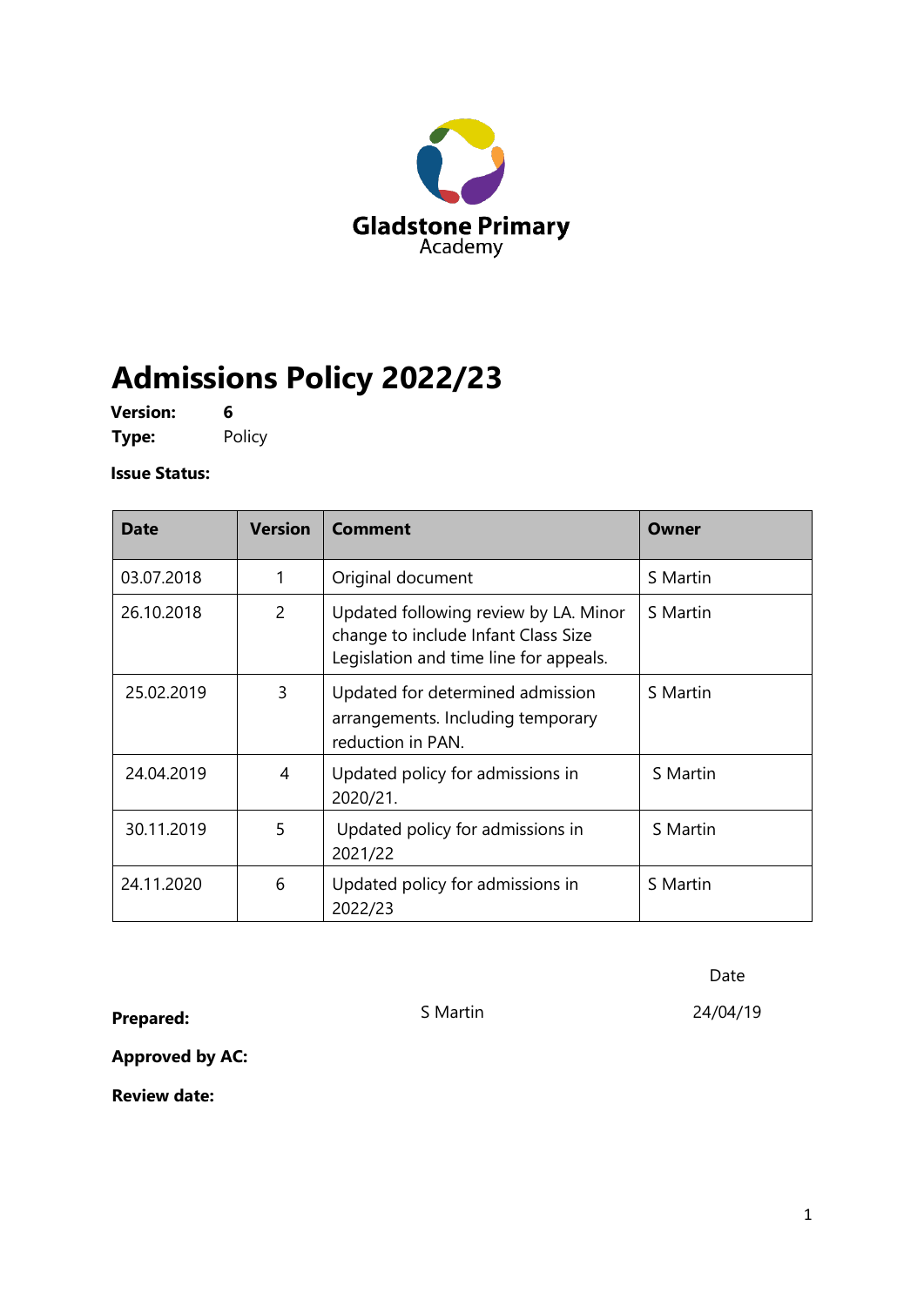Gladstone Primary
Academy

# Admissions Policy 2022/23

**Version:** 6
**Type:** Policy

**Issue Status:**

| Date | Version | Comment | Owner |
|---|---|---|---|
| 03.07.2018 | 1 | Original document | S Martin |
| 26.10.2018 | 2 | Updated following review by LA. Minor change to include Infant Class Size Legislation and time line for appeals. | S Martin |
| 25.02.2019 | 3 | Updated for determined admission arrangements. Including temporary reduction in PAN. | S Martin |
| 24.04.2019 | 4 | Updated policy for admissions in 2020/21. | S Martin |
| 30.11.2019 | 5 | Updated policy for admissions in 2021/22 | S Martin |
| 24.11.2020 | 6 | Updated policy for admissions in 2022/23 | S Martin |

| | | Date |
|---|---|---|
| **Prepared:** | S Martin | 24/04/19 |
| **Approved by AC:** | | |
| **Review date:** | | |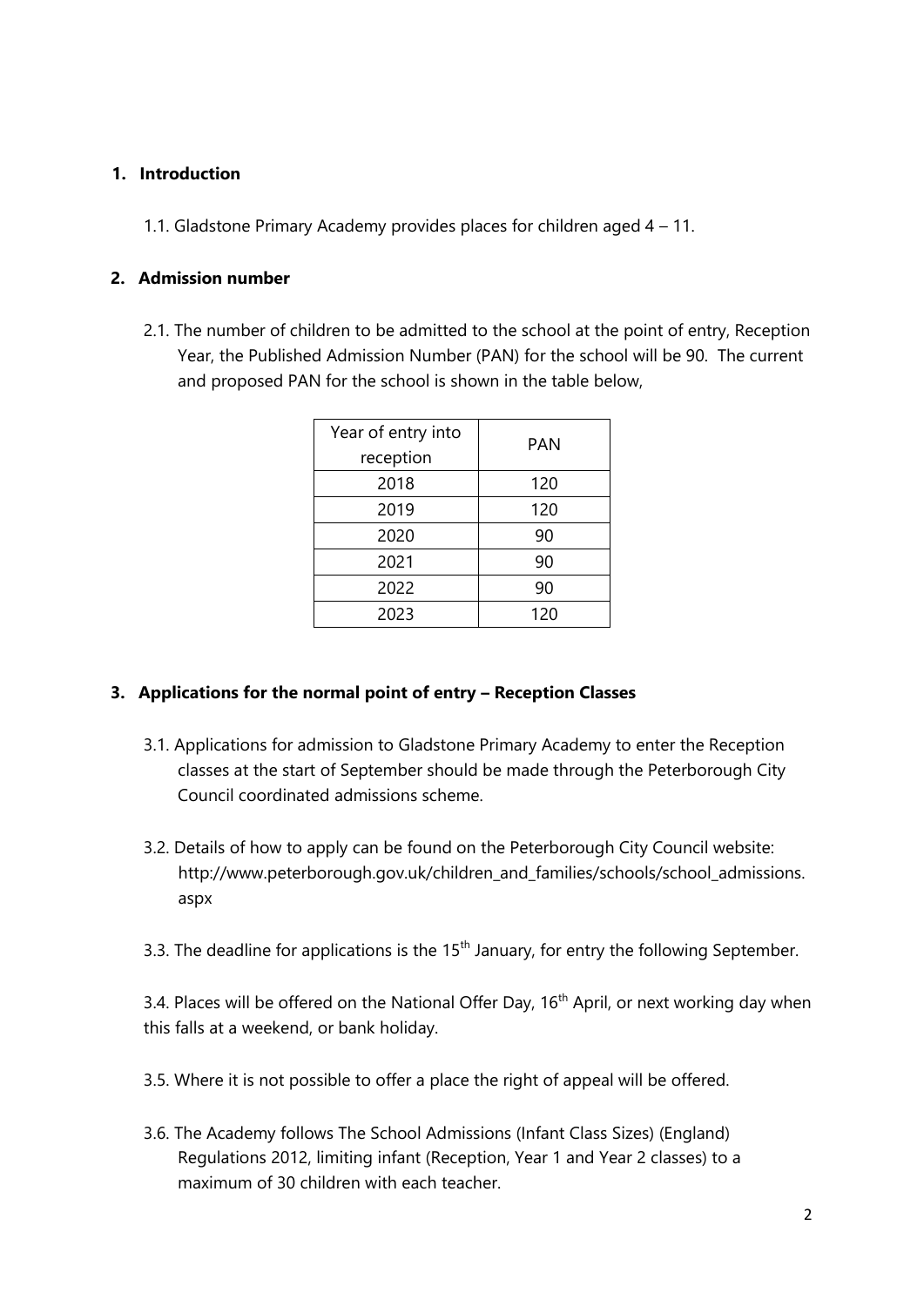## 1. Introduction

1.1. Gladstone Primary Academy provides places for children aged 4 – 11.

## 2. Admission number

2.1. The number of children to be admitted to the school at the point of entry, Reception Year, the Published Admission Number (PAN) for the school will be 90. The current and proposed PAN for the school is shown in the table below,

| Year of entry into reception | PAN |
| --- | --- |
| 2018 | 120 |
| 2019 | 120 |
| 2020 | 90 |
| 2021 | 90 |
| 2022 | 90 |
| 2023 | 120 |

## 3. Applications for the normal point of entry – Reception Classes

3.1. Applications for admission to Gladstone Primary Academy to enter the Reception classes at the start of September should be made through the Peterborough City Council coordinated admissions scheme.

3.2. Details of how to apply can be found on the Peterborough City Council website: http://www.peterborough.gov.uk/children_and_families/schools/school_admissions.aspx

3.3. The deadline for applications is the 15th January, for entry the following September.

3.4. Places will be offered on the National Offer Day, 16th April, or next working day when this falls at a weekend, or bank holiday.

3.5. Where it is not possible to offer a place the right of appeal will be offered.

3.6. The Academy follows The School Admissions (Infant Class Sizes) (England) Regulations 2012, limiting infant (Reception, Year 1 and Year 2 classes) to a maximum of 30 children with each teacher.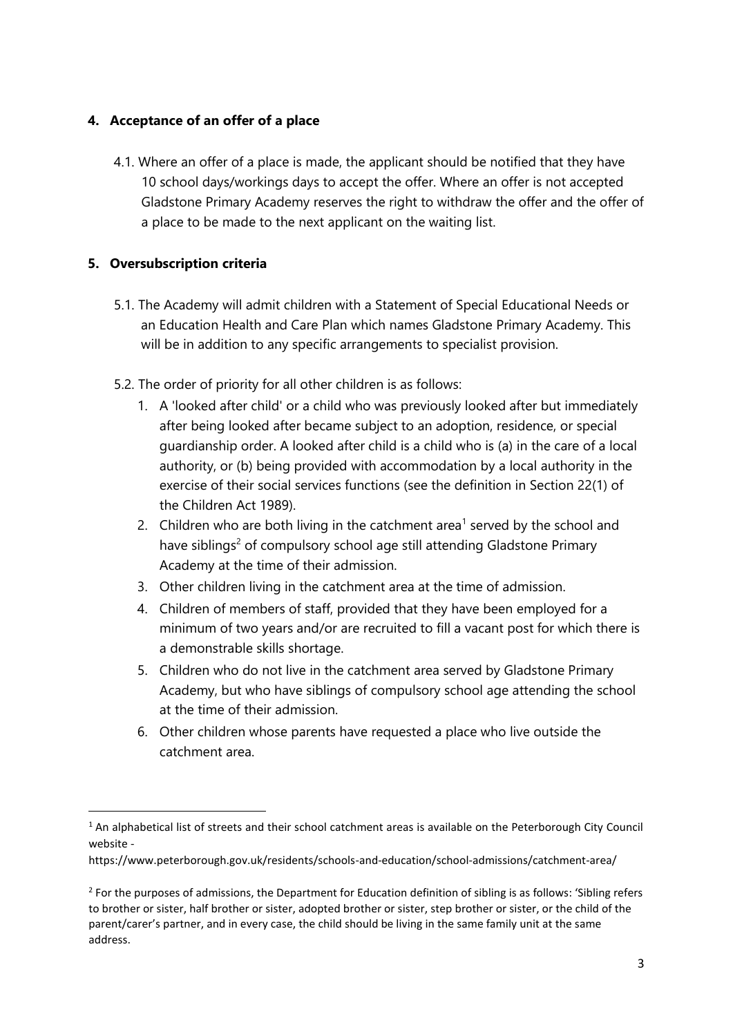## 4. Acceptance of an offer of a place

4.1. Where an offer of a place is made, the applicant should be notified that they have 10 school days/workings days to accept the offer. Where an offer is not accepted Gladstone Primary Academy reserves the right to withdraw the offer and the offer of a place to be made to the next applicant on the waiting list.

## 5. Oversubscription criteria

5.1. The Academy will admit children with a Statement of Special Educational Needs or an Education Health and Care Plan which names Gladstone Primary Academy. This will be in addition to any specific arrangements to specialist provision.

5.2. The order of priority for all other children is as follows:

1. A 'looked after child' or a child who was previously looked after but immediately after being looked after became subject to an adoption, residence, or special guardianship order. A looked after child is a child who is (a) in the care of a local authority, or (b) being provided with accommodation by a local authority in the exercise of their social services functions (see the definition in Section 22(1) of the Children Act 1989).
2. Children who are both living in the catchment area[1] served by the school and have siblings[2] of compulsory school age still attending Gladstone Primary Academy at the time of their admission.
3. Other children living in the catchment area at the time of admission.
4. Children of members of staff, provided that they have been employed for a minimum of two years and/or are recruited to fill a vacant post for which there is a demonstrable skills shortage.
5. Children who do not live in the catchment area served by Gladstone Primary Academy, but who have siblings of compulsory school age attending the school at the time of their admission.
6. Other children whose parents have requested a place who live outside the catchment area.

---

[1] An alphabetical list of streets and their school catchment areas is available on the Peterborough City Council website - https://www.peterborough.gov.uk/residents/schools-and-education/school-admissions/catchment-area/

[2] For the purposes of admissions, the Department for Education definition of sibling is as follows: 'Sibling refers to brother or sister, half brother or sister, adopted brother or sister, step brother or sister, or the child of the parent/carer's partner, and in every case, the child should be living in the same family unit at the same address.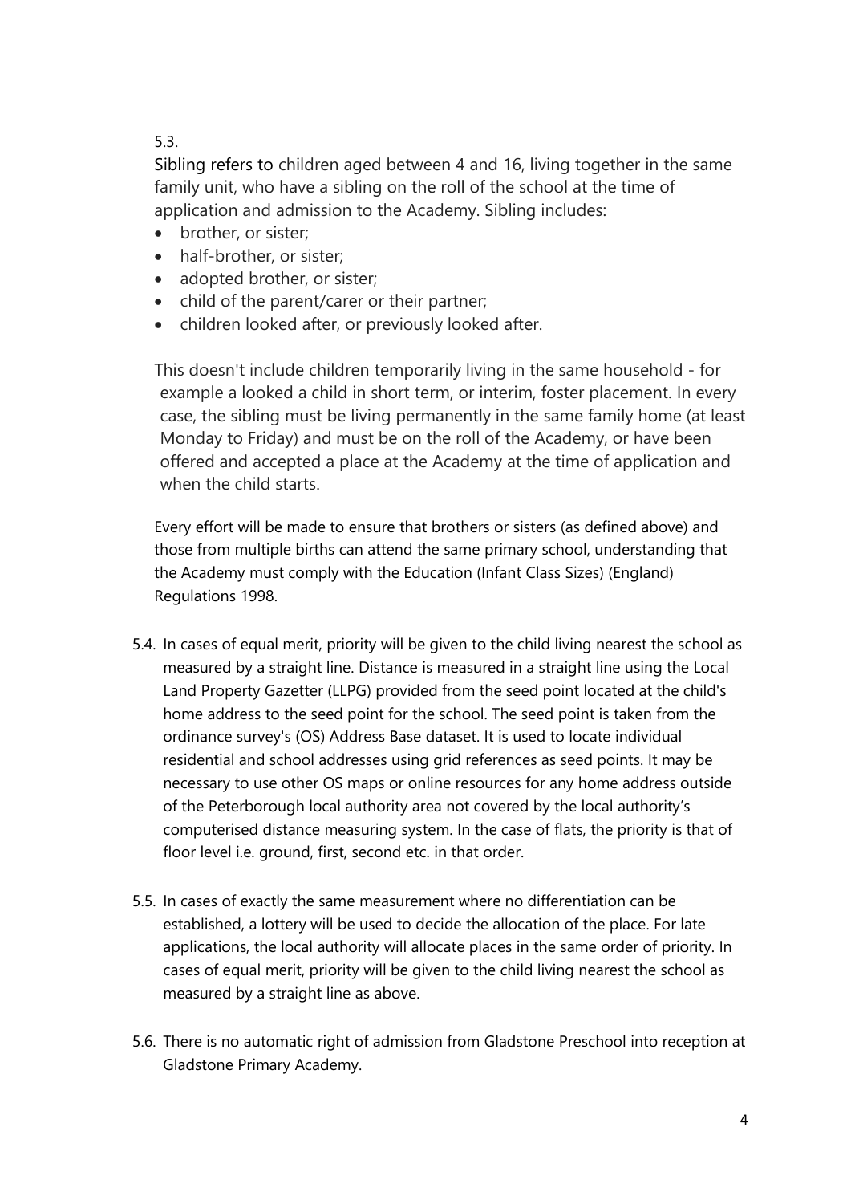5.3.

Sibling refers to children aged between 4 and 16, living together in the same family unit, who have a sibling on the roll of the school at the time of application and admission to the Academy. Sibling includes:

- brother, or sister;
- half-brother, or sister;
- adopted brother, or sister;
- child of the parent/carer or their partner;
- children looked after, or previously looked after.

This doesn't include children temporarily living in the same household - for example a looked a child in short term, or interim, foster placement. In every case, the sibling must be living permanently in the same family home (at least Monday to Friday) and must be on the roll of the Academy, or have been offered and accepted a place at the Academy at the time of application and when the child starts.

Every effort will be made to ensure that brothers or sisters (as defined above) and those from multiple births can attend the same primary school, understanding that the Academy must comply with the Education (Infant Class Sizes) (England) Regulations 1998.

5.4. In cases of equal merit, priority will be given to the child living nearest the school as measured by a straight line. Distance is measured in a straight line using the Local Land Property Gazetter (LLPG) provided from the seed point located at the child's home address to the seed point for the school. The seed point is taken from the ordinance survey's (OS) Address Base dataset. It is used to locate individual residential and school addresses using grid references as seed points. It may be necessary to use other OS maps or online resources for any home address outside of the Peterborough local authority area not covered by the local authority's computerised distance measuring system. In the case of flats, the priority is that of floor level i.e. ground, first, second etc. in that order.

5.5. In cases of exactly the same measurement where no differentiation can be established, a lottery will be used to decide the allocation of the place. For late applications, the local authority will allocate places in the same order of priority. In cases of equal merit, priority will be given to the child living nearest the school as measured by a straight line as above.

5.6. There is no automatic right of admission from Gladstone Preschool into reception at Gladstone Primary Academy.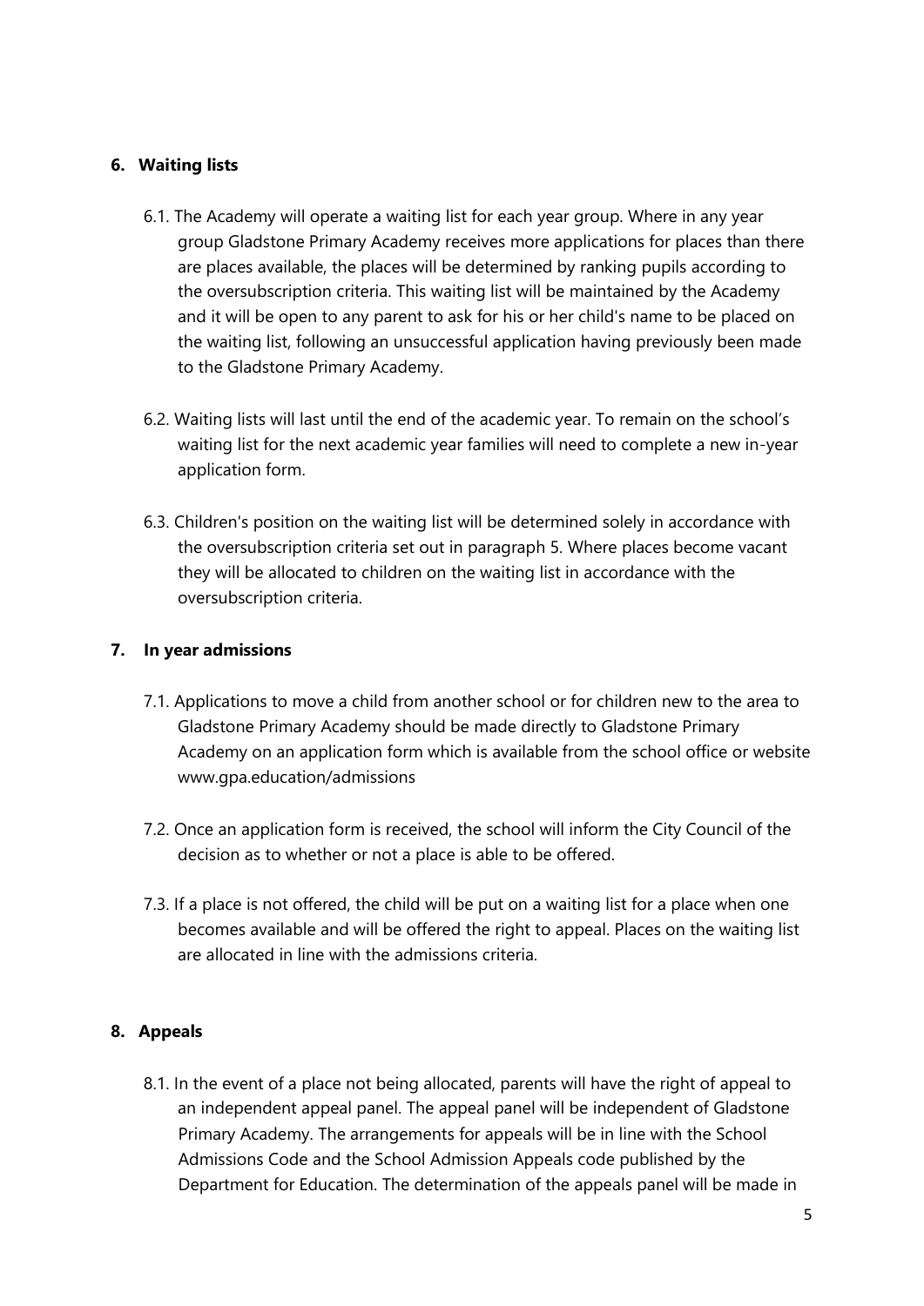## 6. Waiting lists

6.1. The Academy will operate a waiting list for each year group. Where in any year group Gladstone Primary Academy receives more applications for places than there are places available, the places will be determined by ranking pupils according to the oversubscription criteria. This waiting list will be maintained by the Academy and it will be open to any parent to ask for his or her child's name to be placed on the waiting list, following an unsuccessful application having previously been made to the Gladstone Primary Academy.

6.2. Waiting lists will last until the end of the academic year. To remain on the school's waiting list for the next academic year families will need to complete a new in-year application form.

6.3. Children's position on the waiting list will be determined solely in accordance with the oversubscription criteria set out in paragraph 5. Where places become vacant they will be allocated to children on the waiting list in accordance with the oversubscription criteria.

## 7. In year admissions

7.1. Applications to move a child from another school or for children new to the area to Gladstone Primary Academy should be made directly to Gladstone Primary Academy on an application form which is available from the school office or website www.gpa.education/admissions

7.2. Once an application form is received, the school will inform the City Council of the decision as to whether or not a place is able to be offered.

7.3. If a place is not offered, the child will be put on a waiting list for a place when one becomes available and will be offered the right to appeal. Places on the waiting list are allocated in line with the admissions criteria.

## 8. Appeals

8.1. In the event of a place not being allocated, parents will have the right of appeal to an independent appeal panel. The appeal panel will be independent of Gladstone Primary Academy. The arrangements for appeals will be in line with the School Admissions Code and the School Admission Appeals code published by the Department for Education. The determination of the appeals panel will be made in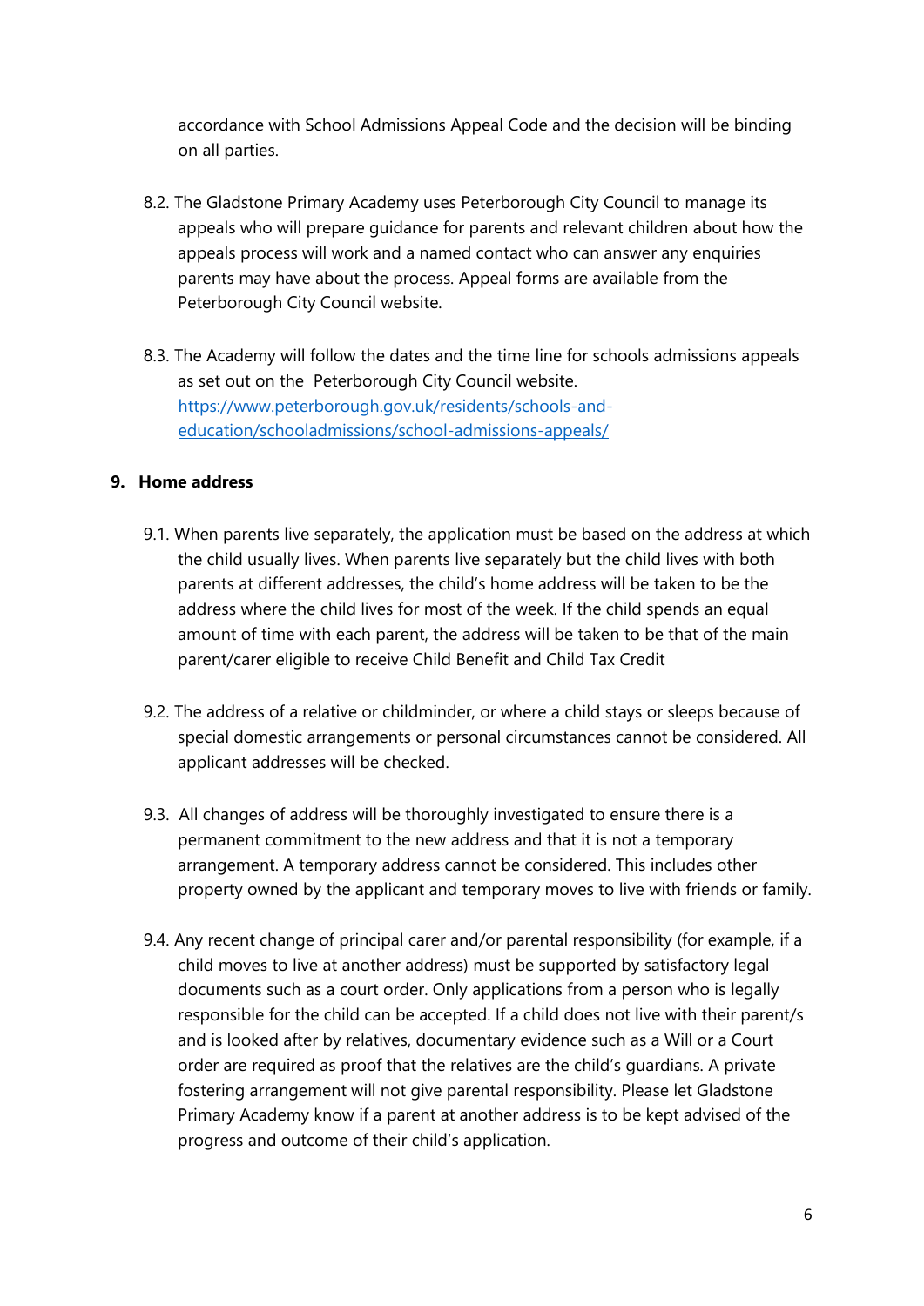accordance with School Admissions Appeal Code and the decision will be binding on all parties.

8.2. The Gladstone Primary Academy uses Peterborough City Council to manage its appeals who will prepare guidance for parents and relevant children about how the appeals process will work and a named contact who can answer any enquiries parents may have about the process. Appeal forms are available from the Peterborough City Council website.

8.3. The Academy will follow the dates and the time line for schools admissions appeals as set out on the Peterborough City Council website. [https://www.peterborough.gov.uk/residents/schools-and-education/schooladmissions/school-admissions-appeals/](https://www.peterborough.gov.uk/residents/schools-and-education/schooladmissions/school-admissions-appeals/)

## 9. Home address

9.1. When parents live separately, the application must be based on the address at which the child usually lives. When parents live separately but the child lives with both parents at different addresses, the child's home address will be taken to be the address where the child lives for most of the week. If the child spends an equal amount of time with each parent, the address will be taken to be that of the main parent/carer eligible to receive Child Benefit and Child Tax Credit

9.2. The address of a relative or childminder, or where a child stays or sleeps because of special domestic arrangements or personal circumstances cannot be considered. All applicant addresses will be checked.

9.3. All changes of address will be thoroughly investigated to ensure there is a permanent commitment to the new address and that it is not a temporary arrangement. A temporary address cannot be considered. This includes other property owned by the applicant and temporary moves to live with friends or family.

9.4. Any recent change of principal carer and/or parental responsibility (for example, if a child moves to live at another address) must be supported by satisfactory legal documents such as a court order. Only applications from a person who is legally responsible for the child can be accepted. If a child does not live with their parent/s and is looked after by relatives, documentary evidence such as a Will or a Court order are required as proof that the relatives are the child's guardians. A private fostering arrangement will not give parental responsibility. Please let Gladstone Primary Academy know if a parent at another address is to be kept advised of the progress and outcome of their child's application.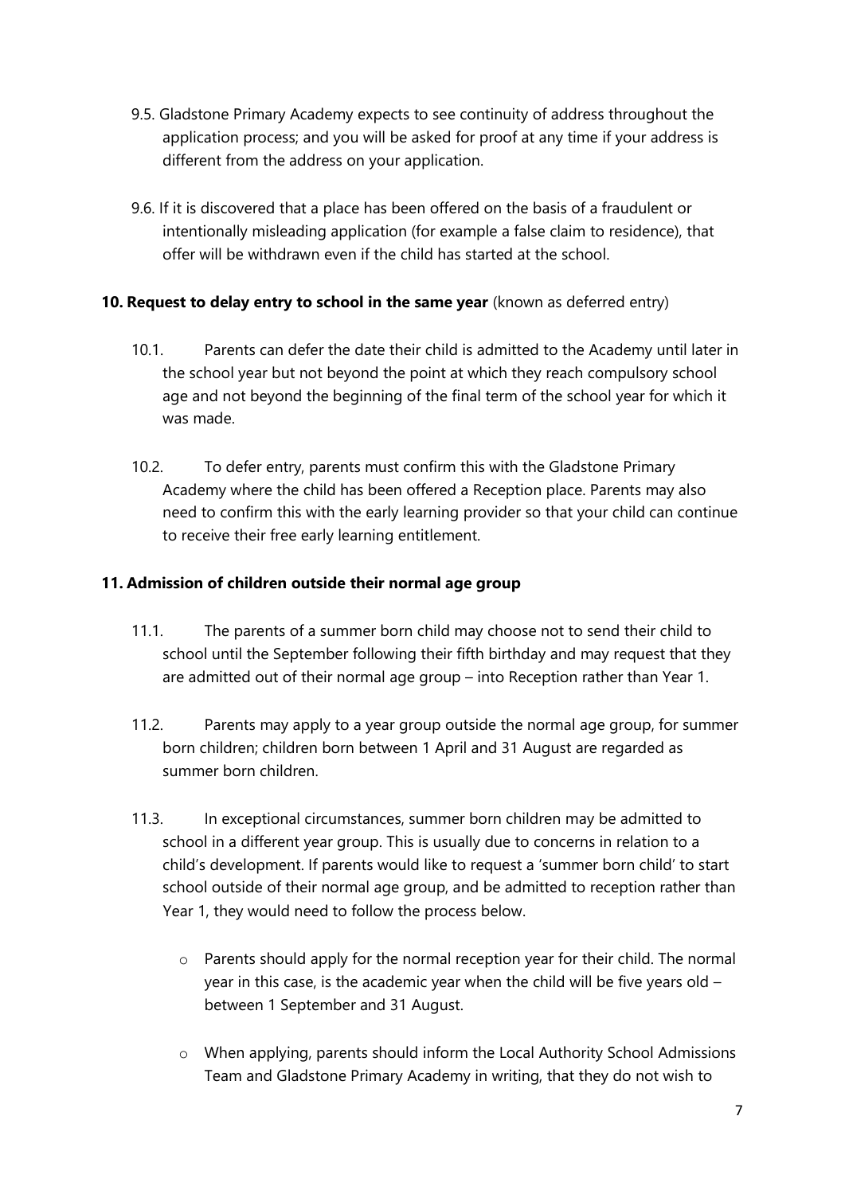9.5. Gladstone Primary Academy expects to see continuity of address throughout the application process; and you will be asked for proof at any time if your address is different from the address on your application.

9.6. If it is discovered that a place has been offered on the basis of a fraudulent or intentionally misleading application (for example a false claim to residence), that offer will be withdrawn even if the child has started at the school.

## 10. Request to delay entry to school in the same year (known as deferred entry)

10.1. Parents can defer the date their child is admitted to the Academy until later in the school year but not beyond the point at which they reach compulsory school age and not beyond the beginning of the final term of the school year for which it was made.

10.2. To defer entry, parents must confirm this with the Gladstone Primary Academy where the child has been offered a Reception place. Parents may also need to confirm this with the early learning provider so that your child can continue to receive their free early learning entitlement.

## 11. Admission of children outside their normal age group

11.1. The parents of a summer born child may choose not to send their child to school until the September following their fifth birthday and may request that they are admitted out of their normal age group – into Reception rather than Year 1.

11.2. Parents may apply to a year group outside the normal age group, for summer born children; children born between 1 April and 31 August are regarded as summer born children.

11.3. In exceptional circumstances, summer born children may be admitted to school in a different year group. This is usually due to concerns in relation to a child's development. If parents would like to request a 'summer born child' to start school outside of their normal age group, and be admitted to reception rather than Year 1, they would need to follow the process below.

- Parents should apply for the normal reception year for their child. The normal year in this case, is the academic year when the child will be five years old – between 1 September and 31 August.
- When applying, parents should inform the Local Authority School Admissions Team and Gladstone Primary Academy in writing, that they do not wish to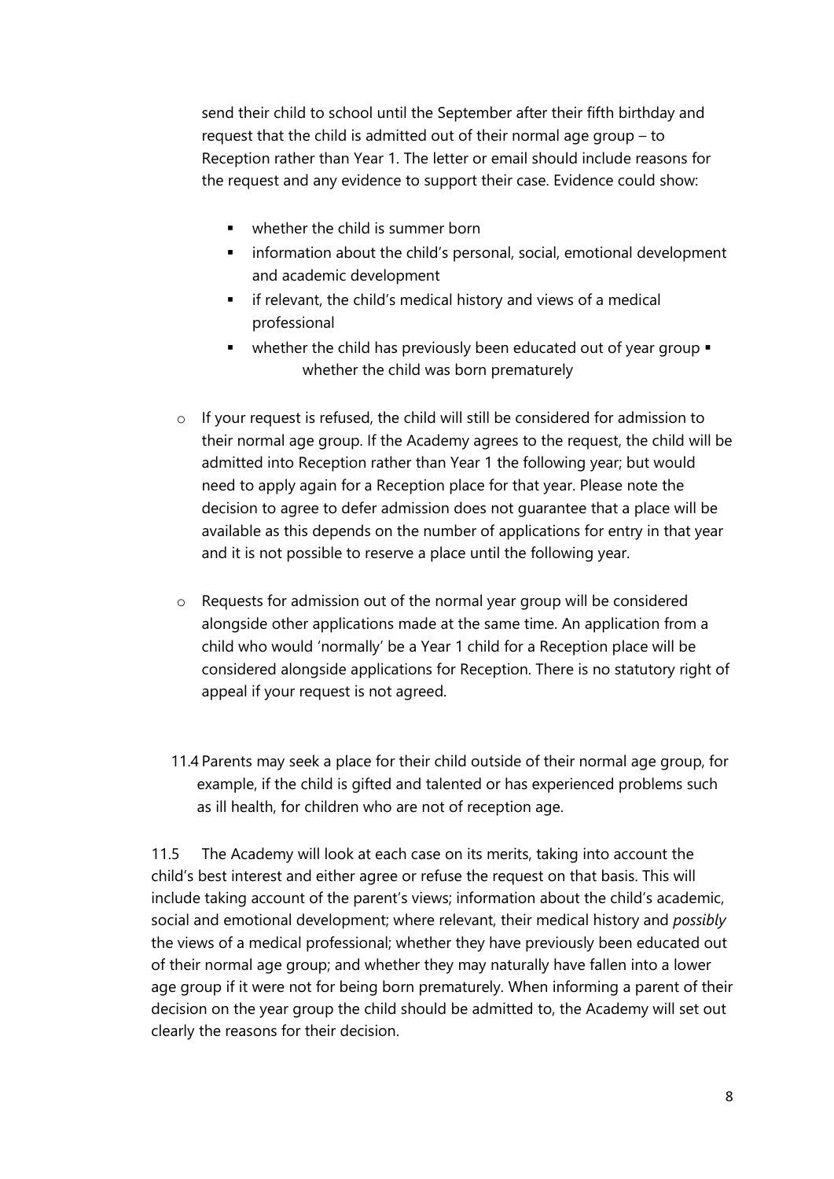send their child to school until the September after their fifth birthday and request that the child is admitted out of their normal age group – to Reception rather than Year 1. The letter or email should include reasons for the request and any evidence to support their case. Evidence could show:

- whether the child is summer born
- information about the child's personal, social, emotional development and academic development
- if relevant, the child's medical history and views of a medical professional
- whether the child has previously been educated out of year group
- whether the child was born prematurely

- If your request is refused, the child will still be considered for admission to their normal age group. If the Academy agrees to the request, the child will be admitted into Reception rather than Year 1 the following year; but would need to apply again for a Reception place for that year. Please note the decision to agree to defer admission does not guarantee that a place will be available as this depends on the number of applications for entry in that year and it is not possible to reserve a place until the following year.

- Requests for admission out of the normal year group will be considered alongside other applications made at the same time. An application from a child who would 'normally' be a Year 1 child for a Reception place will be considered alongside applications for Reception. There is no statutory right of appeal if your request is not agreed.

11.4 Parents may seek a place for their child outside of their normal age group, for example, if the child is gifted and talented or has experienced problems such as ill health, for children who are not of reception age.

11.5 The Academy will look at each case on its merits, taking into account the child's best interest and either agree or refuse the request on that basis. This will include taking account of the parent's views; information about the child's academic, social and emotional development; where relevant, their medical history and *possibly* the views of a medical professional; whether they have previously been educated out of their normal age group; and whether they may naturally have fallen into a lower age group if it were not for being born prematurely. When informing a parent of their decision on the year group the child should be admitted to, the Academy will set out clearly the reasons for their decision.